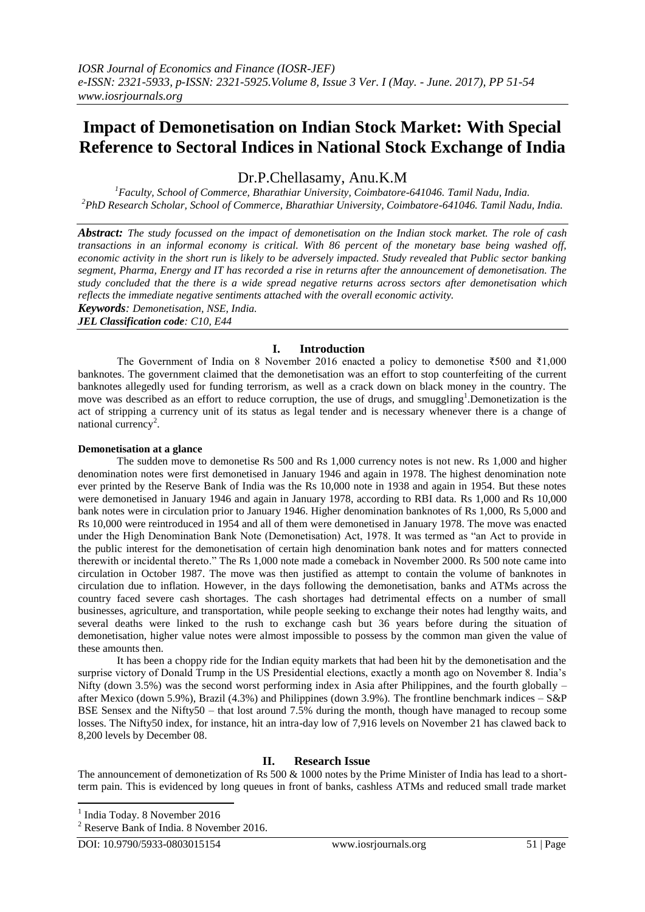# Impact of Demonetisation on Indian Stock Market: With Special Reference to Sectoral Indices in National Stock Exchange of India

Dr.P.Chellasamy, Anu.K.M

[1]Faculty, School of Commerce, Bharathiar University, Coimbatore-641046. Tamil Nadu, India.
[2]PhD Research Scholar, School of Commerce, Bharathiar University, Coimbatore-641046. Tamil Nadu, India.

***Abstract:*** *The study focussed on the impact of demonetisation on the Indian stock market. The role of cash transactions in an informal economy is critical. With 86 percent of the monetary base being washed off, economic activity in the short run is likely to be adversely impacted. Study revealed that Public sector banking segment, Pharma, Energy and IT has recorded a rise in returns after the announcement of demonetisation. The study concluded that the there is a wide spread negative returns across sectors after demonetisation which reflects the immediate negative sentiments attached with the overall economic activity.*

***Keywords****: Demonetisation, NSE, India.*

***JEL Classification code****: C10, E44*

## I. Introduction

The Government of India on 8 November 2016 enacted a policy to demonetise ₹500 and ₹1,000 banknotes. The government claimed that the demonetisation was an effort to stop counterfeiting of the current banknotes allegedly used for funding terrorism, as well as a crack down on black money in the country. The move was described as an effort to reduce corruption, the use of drugs, and smuggling[1].Demonetization is the act of stripping a currency unit of its status as legal tender and is necessary whenever there is a change of national currency[2].

### Demonetisation at a glance

The sudden move to demonetise Rs 500 and Rs 1,000 currency notes is not new. Rs 1,000 and higher denomination notes were first demonetised in January 1946 and again in 1978. The highest denomination note ever printed by the Reserve Bank of India was the Rs 10,000 note in 1938 and again in 1954. But these notes were demonetised in January 1946 and again in January 1978, according to RBI data. Rs 1,000 and Rs 10,000 bank notes were in circulation prior to January 1946. Higher denomination banknotes of Rs 1,000, Rs 5,000 and Rs 10,000 were reintroduced in 1954 and all of them were demonetised in January 1978. The move was enacted under the High Denomination Bank Note (Demonetisation) Act, 1978. It was termed as "an Act to provide in the public interest for the demonetisation of certain high denomination bank notes and for matters connected therewith or incidental thereto." The Rs 1,000 note made a comeback in November 2000. Rs 500 note came into circulation in October 1987. The move was then justified as attempt to contain the volume of banknotes in circulation due to inflation. However, in the days following the demonetisation, banks and ATMs across the country faced severe cash shortages. The cash shortages had detrimental effects on a number of small businesses, agriculture, and transportation, while people seeking to exchange their notes had lengthy waits, and several deaths were linked to the rush to exchange cash but 36 years before during the situation of demonetisation, higher value notes were almost impossible to possess by the common man given the value of these amounts then.

It has been a choppy ride for the Indian equity markets that had been hit by the demonetisation and the surprise victory of Donald Trump in the US Presidential elections, exactly a month ago on November 8. India's Nifty (down 3.5%) was the second worst performing index in Asia after Philippines, and the fourth globally – after Mexico (down 5.9%), Brazil (4.3%) and Philippines (down 3.9%). The frontline benchmark indices – S&P BSE Sensex and the Nifty50 – that lost around 7.5% during the month, though have managed to recoup some losses. The Nifty50 index, for instance, hit an intra-day low of 7,916 levels on November 21 has clawed back to 8,200 levels by December 08.

## II. Research Issue

The announcement of demonetization of Rs 500 & 1000 notes by the Prime Minister of India has lead to a short-term pain. This is evidenced by long queues in front of banks, cashless ATMs and reduced small trade market

---

[1] India Today. 8 November 2016

[2] Reserve Bank of India. 8 November 2016.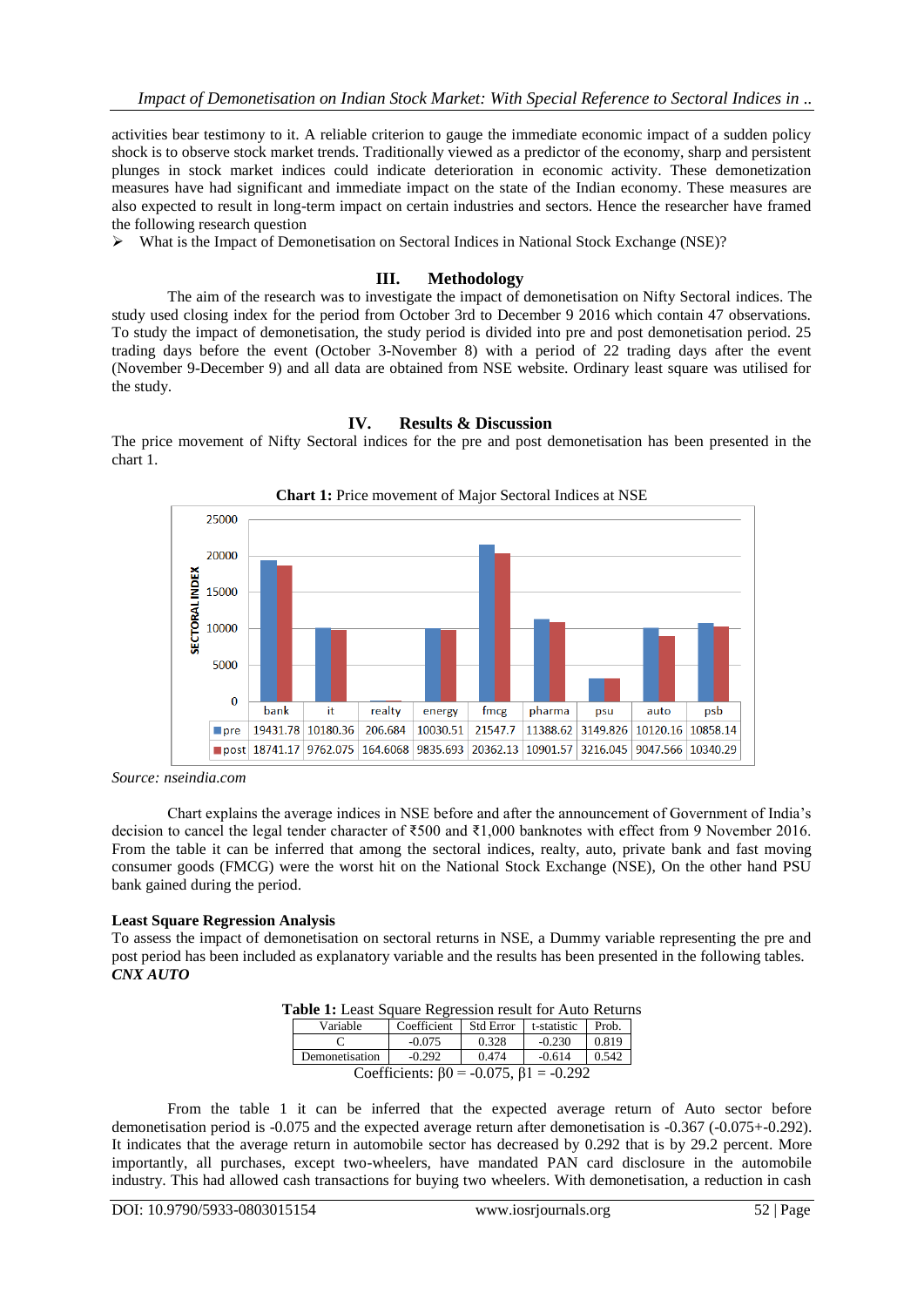activities bear testimony to it. A reliable criterion to gauge the immediate economic impact of a sudden policy shock is to observe stock market trends. Traditionally viewed as a predictor of the economy, sharp and persistent plunges in stock market indices could indicate deterioration in economic activity. These demonetization measures have had significant and immediate impact on the state of the Indian economy. These measures are also expected to result in long-term impact on certain industries and sectors. Hence the researcher have framed the following research question

➢ What is the Impact of Demonetisation on Sectoral Indices in National Stock Exchange (NSE)?

## III. Methodology

The aim of the research was to investigate the impact of demonetisation on Nifty Sectoral indices. The study used closing index for the period from October 3rd to December 9 2016 which contain 47 observations. To study the impact of demonetisation, the study period is divided into pre and post demonetisation period. 25 trading days before the event (October 3-November 8) with a period of 22 trading days after the event (November 9-December 9) and all data are obtained from NSE website. Ordinary least square was utilised for the study.

## IV. Results & Discussion

The price movement of Nifty Sectoral indices for the pre and post demonetisation has been presented in the chart 1.

**Chart 1:** Price movement of Major Sectoral Indices at NSE

| | bank | it | realty | energy | fmcg | pharma | psu | auto | psb |
|---|---|---|---|---|---|---|---|---|---|
| pre | 19431.78 | 10180.36 | 206.684 | 10030.51 | 21547.7 | 11388.62 | 3149.826 | 10120.16 | 10858.14 |
| post | 18741.17 | 9762.075 | 164.6068 | 9835.693 | 20362.13 | 10901.57 | 3216.045 | 9047.566 | 10340.29 |

*Source: nseindia.com*

Chart explains the average indices in NSE before and after the announcement of Government of India's decision to cancel the legal tender character of ₹500 and ₹1,000 banknotes with effect from 9 November 2016. From the table it can be inferred that among the sectoral indices, realty, auto, private bank and fast moving consumer goods (FMCG) were the worst hit on the National Stock Exchange (NSE), On the other hand PSU bank gained during the period.

### Least Square Regression Analysis

To assess the impact of demonetisation on sectoral returns in NSE, a Dummy variable representing the pre and post period has been included as explanatory variable and the results has been presented in the following tables.

***CNX AUTO***

**Table 1:** Least Square Regression result for Auto Returns

| Variable | Coefficient | Std Error | t-statistic | Prob. |
|---|---|---|---|---|
| C | -0.075 | 0.328 | -0.230 | 0.819 |
| Demonetisation | -0.292 | 0.474 | -0.614 | 0.542 |

Coefficients: $\beta 0 = -0.075$, $\beta 1 = -0.292$

From the table 1 it can be inferred that the expected average return of Auto sector before demonetisation period is -0.075 and the expected average return after demonetisation is -0.367 (-0.075+-0.292). It indicates that the average return in automobile sector has decreased by 0.292 that is by 29.2 percent. More importantly, all purchases, except two-wheelers, have mandated PAN card disclosure in the automobile industry. This had allowed cash transactions for buying two wheelers. With demonetisation, a reduction in cash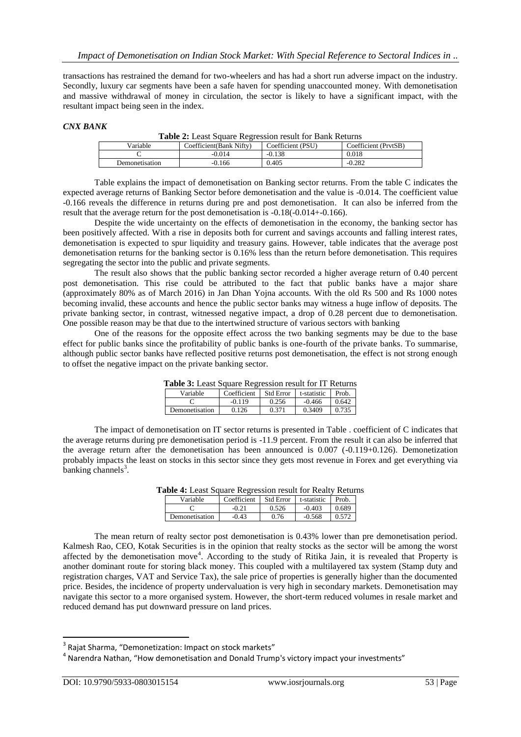transactions has restrained the demand for two-wheelers and has had a short run adverse impact on the industry. Secondly, luxury car segments have been a safe haven for spending unaccounted money. With demonetisation and massive withdrawal of money in circulation, the sector is likely to have a significant impact, with the resultant impact being seen in the index.

***CNX BANK***

**Table 2:** Least Square Regression result for Bank Returns

| Variable | Coefficient(Bank Nifty) | Coefficient (PSU) | Coefficient (PrvtSB) |
|---|---|---|---|
| C | -0.014 | -0.138 | 0.018 |
| Demonetisation | -0.166 | 0.405 | -0.282 |

Table explains the impact of demonetisation on Banking sector returns. From the table C indicates the expected average returns of Banking Sector before demonetisation and the value is -0.014. The coefficient value -0.166 reveals the difference in returns during pre and post demonetisation. It can also be inferred from the result that the average return for the post demonetisation is -0.18(-0.014+-0.166).

Despite the wide uncertainty on the effects of demonetisation in the economy, the banking sector has been positively affected. With a rise in deposits both for current and savings accounts and falling interest rates, demonetisation is expected to spur liquidity and treasury gains. However, table indicates that the average post demonetisation returns for the banking sector is 0.16% less than the return before demonetisation. This requires segregating the sector into the public and private segments.

The result also shows that the public banking sector recorded a higher average return of 0.40 percent post demonetisation. This rise could be attributed to the fact that public banks have a major share (approximately 80% as of March 2016) in Jan Dhan Yojna accounts. With the old Rs 500 and Rs 1000 notes becoming invalid, these accounts and hence the public sector banks may witness a huge inflow of deposits. The private banking sector, in contrast, witnessed negative impact, a drop of 0.28 percent due to demonetisation. One possible reason may be that due to the intertwined structure of various sectors with banking

One of the reasons for the opposite effect across the two banking segments may be due to the base effect for public banks since the profitability of public banks is one-fourth of the private banks. To summarise, although public sector banks have reflected positive returns post demonetisation, the effect is not strong enough to offset the negative impact on the private banking sector.

**Table 3:** Least Square Regression result for IT Returns

| Variable | Coefficient | Std Error | t-statistic | Prob. |
|---|---|---|---|---|
| C | -0.119 | 0.256 | -0.466 | 0.642 |
| Demonetisation | 0.126 | 0.371 | 0.3409 | 0.735 |

The impact of demonetisation on IT sector returns is presented in Table . coefficient of C indicates that the average returns during pre demonetisation period is -11.9 percent. From the result it can also be inferred that the average return after the demonetisation has been announced is 0.007 (-0.119+0.126). Demonetization probably impacts the least on stocks in this sector since they gets most revenue in Forex and get everything via banking channels[3].

**Table 4:** Least Square Regression result for Realty Returns

| Variable | Coefficient | Std Error | t-statistic | Prob. |
|---|---|---|---|---|
| C | -0.21 | 0.526 | -0.403 | 0.689 |
| Demonetisation | -0.43 | 0.76 | -0.568 | 0.572 |

The mean return of realty sector post demonetisation is 0.43% lower than pre demonetisation period. Kalmesh Rao, CEO, Kotak Securities is in the opinion that realty stocks as the sector will be among the worst affected by the demonetisation move[4]. According to the study of Ritika Jain, it is revealed that Property is another dominant route for storing black money. This coupled with a multilayered tax system (Stamp duty and registration charges, VAT and Service Tax), the sale price of properties is generally higher than the documented price. Besides, the incidence of property undervaluation is very high in secondary markets. Demonetisation may navigate this sector to a more organised system. However, the short-term reduced volumes in resale market and reduced demand has put downward pressure on land prices.

---

[3] Rajat Sharma, "Demonetization: Impact on stock markets"

[4] Narendra Nathan, "How demonetisation and Donald Trump's victory impact your investments"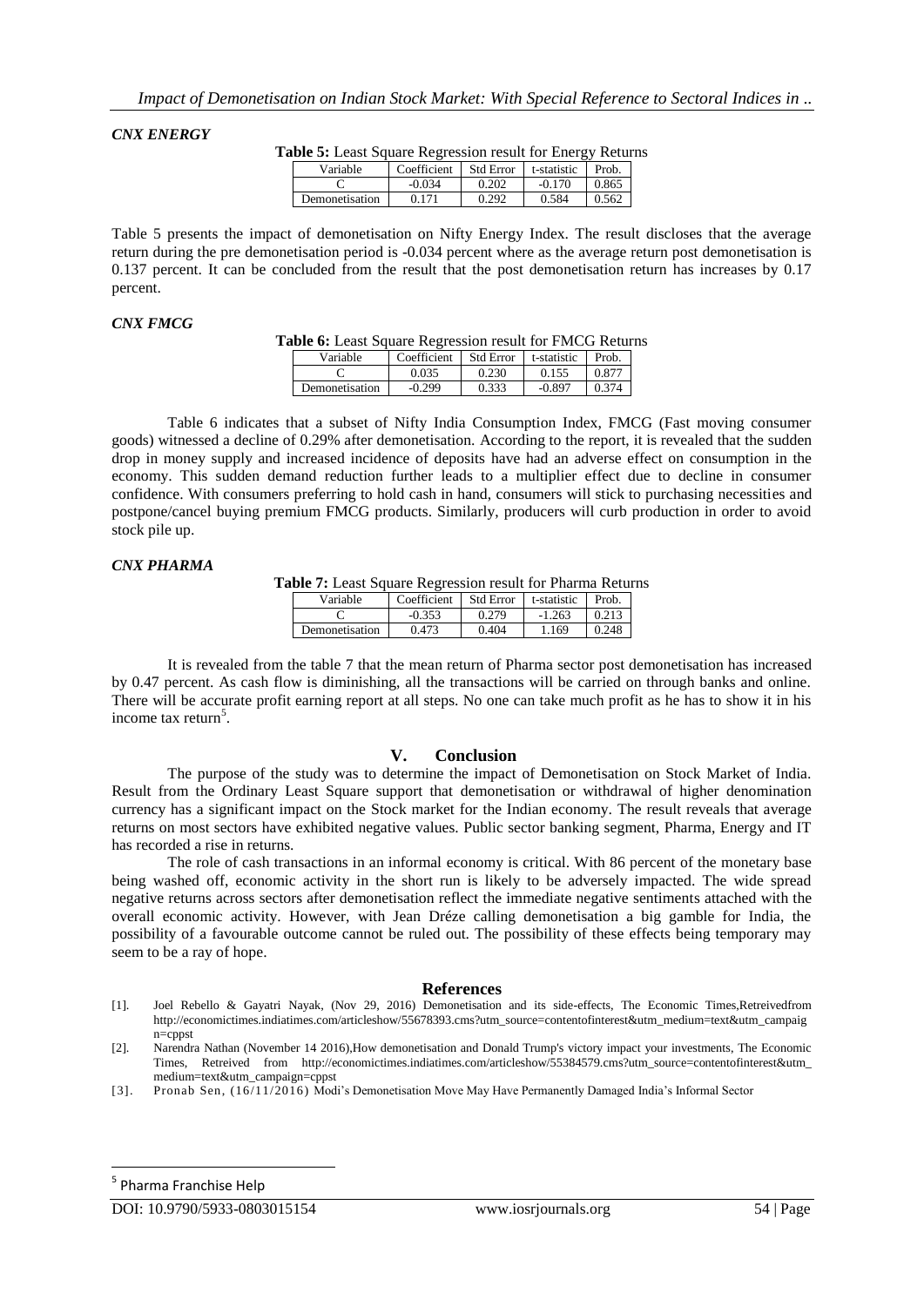### *CNX ENERGY*

**Table 5:** Least Square Regression result for Energy Returns

| Variable | Coefficient | Std Error | t-statistic | Prob. |
|---|---|---|---|---|
| C | -0.034 | 0.202 | -0.170 | 0.865 |
| Demonetisation | 0.171 | 0.292 | 0.584 | 0.562 |

Table 5 presents the impact of demonetisation on Nifty Energy Index. The result discloses that the average return during the pre demonetisation period is -0.034 percent where as the average return post demonetisation is 0.137 percent. It can be concluded from the result that the post demonetisation return has increases by 0.17 percent.

### *CNX FMCG*

**Table 6:** Least Square Regression result for FMCG Returns

| Variable | Coefficient | Std Error | t-statistic | Prob. |
|---|---|---|---|---|
| C | 0.035 | 0.230 | 0.155 | 0.877 |
| Demonetisation | -0.299 | 0.333 | -0.897 | 0.374 |

Table 6 indicates that a subset of Nifty India Consumption Index, FMCG (Fast moving consumer goods) witnessed a decline of 0.29% after demonetisation. According to the report, it is revealed that the sudden drop in money supply and increased incidence of deposits have had an adverse effect on consumption in the economy. This sudden demand reduction further leads to a multiplier effect due to decline in consumer confidence. With consumers preferring to hold cash in hand, consumers will stick to purchasing necessities and postpone/cancel buying premium FMCG products. Similarly, producers will curb production in order to avoid stock pile up.

### *CNX PHARMA*

**Table 7:** Least Square Regression result for Pharma Returns

| Variable | Coefficient | Std Error | t-statistic | Prob. |
|---|---|---|---|---|
| C | -0.353 | 0.279 | -1.263 | 0.213 |
| Demonetisation | 0.473 | 0.404 | 1.169 | 0.248 |

It is revealed from the table 7 that the mean return of Pharma sector post demonetisation has increased by 0.47 percent. As cash flow is diminishing, all the transactions will be carried on through banks and online. There will be accurate profit earning report at all steps. No one can take much profit as he has to show it in his income tax return[5].

## V. Conclusion

The purpose of the study was to determine the impact of Demonetisation on Stock Market of India. Result from the Ordinary Least Square support that demonetisation or withdrawal of higher denomination currency has a significant impact on the Stock market for the Indian economy. The result reveals that average returns on most sectors have exhibited negative values. Public sector banking segment, Pharma, Energy and IT has recorded a rise in returns.

The role of cash transactions in an informal economy is critical. With 86 percent of the monetary base being washed off, economic activity in the short run is likely to be adversely impacted. The wide spread negative returns across sectors after demonetisation reflect the immediate negative sentiments attached with the overall economic activity. However, with Jean Dréze calling demonetisation a big gamble for India, the possibility of a favourable outcome cannot be ruled out. The possibility of these effects being temporary may seem to be a ray of hope.

## References

[1]. Joel Rebello & Gayatri Nayak, (Nov 29, 2016) Demonetisation and its side-effects, The Economic Times,Retreivedfrom http://economictimes.indiatimes.com/articleshow/55678393.cms?utm_source=contentofinterest&utm_medium=text&utm_campaign=cppst

[2]. Narendra Nathan (November 14 2016),How demonetisation and Donald Trump's victory impact your investments, The Economic Times, Retreived from http://economictimes.indiatimes.com/articleshow/55384579.cms?utm_source=contentofinterest&utm_medium=text&utm_campaign=cppst

[3]. Pronab Sen, (16/11/2016) Modi's Demonetisation Move May Have Permanently Damaged India's Informal Sector

---

[5] Pharma Franchise Help